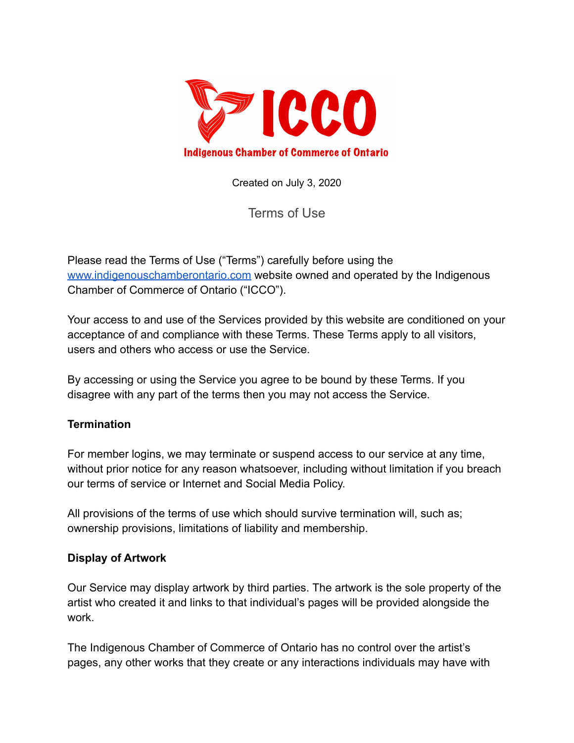# ICCO

**Indigenous Chamber of Commerce of Ontario**

Created on July 3, 2020

## Terms of Use

Please read the Terms of Use ("Terms") carefully before using the [www.indigenouschamberontario.com](http://www.indigenouschamberontario.com) website owned and operated by the Indigenous Chamber of Commerce of Ontario ("ICCO").

Your access to and use of the Services provided by this website are conditioned on your acceptance of and compliance with these Terms. These Terms apply to all visitors, users and others who access or use the Service.

By accessing or using the Service you agree to be bound by these Terms. If you disagree with any part of the terms then you may not access the Service.

**Termination**

For member logins, we may terminate or suspend access to our service at any time, without prior notice for any reason whatsoever, including without limitation if you breach our terms of service or Internet and Social Media Policy.

All provisions of the terms of use which should survive termination will, such as; ownership provisions, limitations of liability and membership.

**Display of Artwork**

Our Service may display artwork by third parties. The artwork is the sole property of the artist who created it and links to that individual's pages will be provided alongside the work.

The Indigenous Chamber of Commerce of Ontario has no control over the artist's pages, any other works that they create or any interactions individuals may have with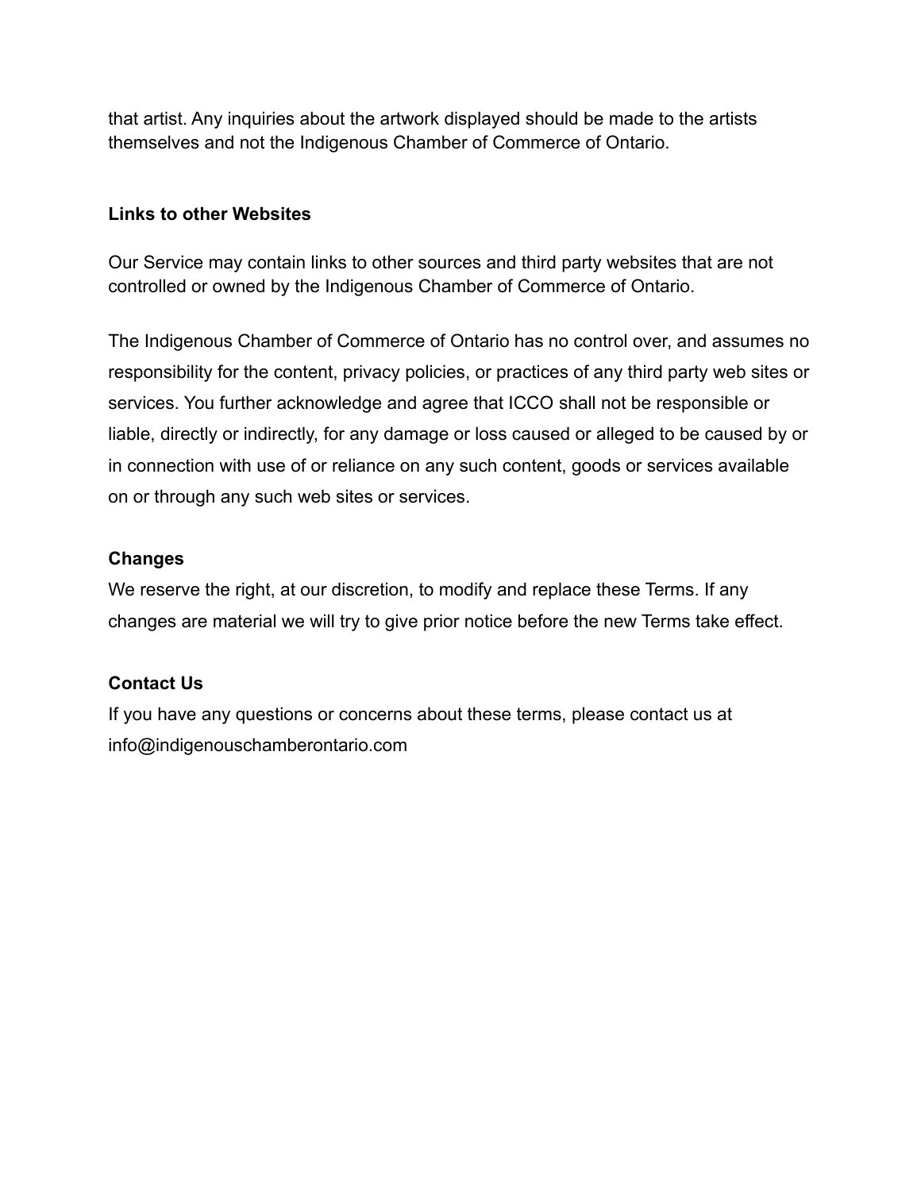that artist. Any inquiries about the artwork displayed should be made to the artists themselves and not the Indigenous Chamber of Commerce of Ontario.

**Links to other Websites**

Our Service may contain links to other sources and third party websites that are not controlled or owned by the Indigenous Chamber of Commerce of Ontario.

The Indigenous Chamber of Commerce of Ontario has no control over, and assumes no responsibility for the content, privacy policies, or practices of any third party web sites or services. You further acknowledge and agree that ICCO shall not be responsible or liable, directly or indirectly, for any damage or loss caused or alleged to be caused by or in connection with use of or reliance on any such content, goods or services available on or through any such web sites or services.

**Changes**

We reserve the right, at our discretion, to modify and replace these Terms. If any changes are material we will try to give prior notice before the new Terms take effect.

**Contact Us**

If you have any questions or concerns about these terms, please contact us at info@indigenouschamberontario.com